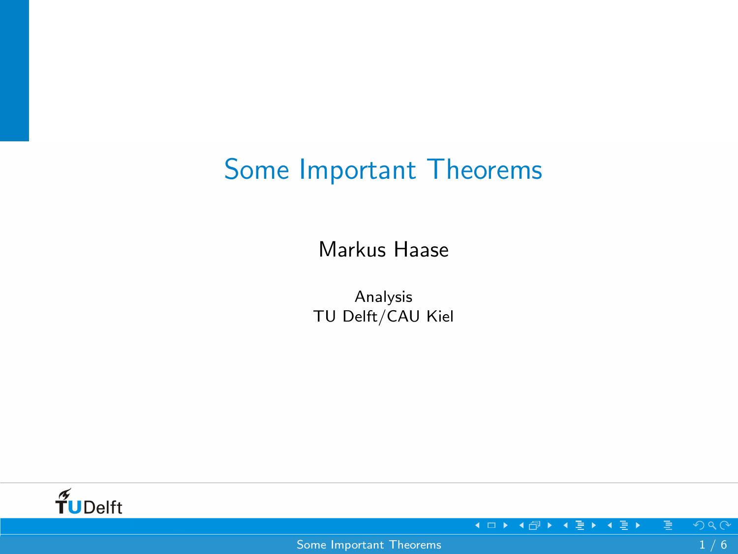# Some Important Theorems

Markus Haase

Analysis
TU Delft/CAU Kiel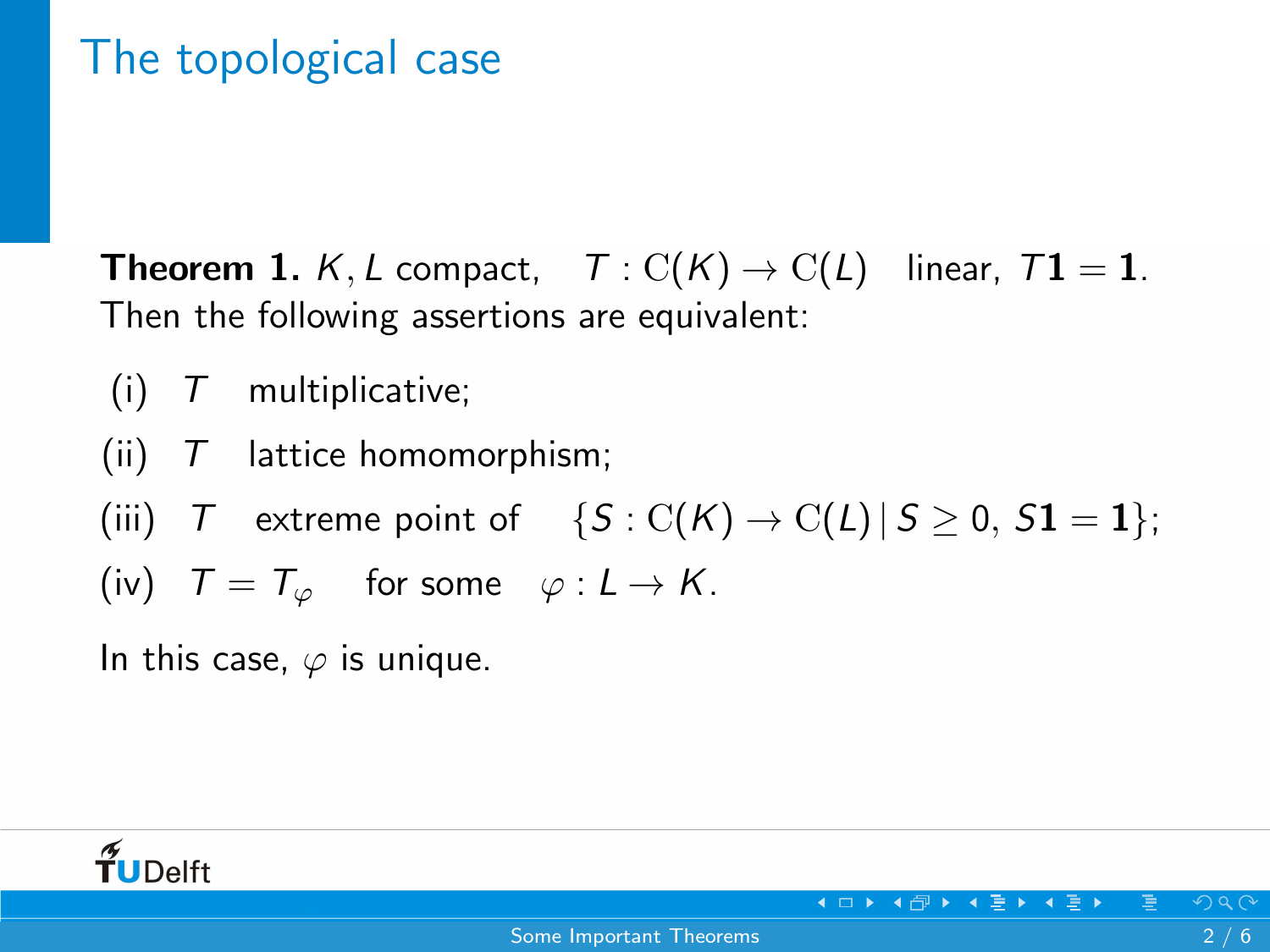# The topological case

**Theorem 1.** $K, L$ compact, $T : \mathrm{C}(K) \to \mathrm{C}(L)$ linear, $T\mathbf{1} = \mathbf{1}$. Then the following assertions are equivalent:

(i) $T$ multiplicative;

(ii) $T$ lattice homomorphism;

(iii) $T$ extreme point of $\{S : \mathrm{C}(K) \to \mathrm{C}(L) \mid S \geq 0,\ S\mathbf{1} = \mathbf{1}\}$;

(iv) $T = T_\varphi$ for some $\varphi : L \to K$.

In this case, $\varphi$ is unique.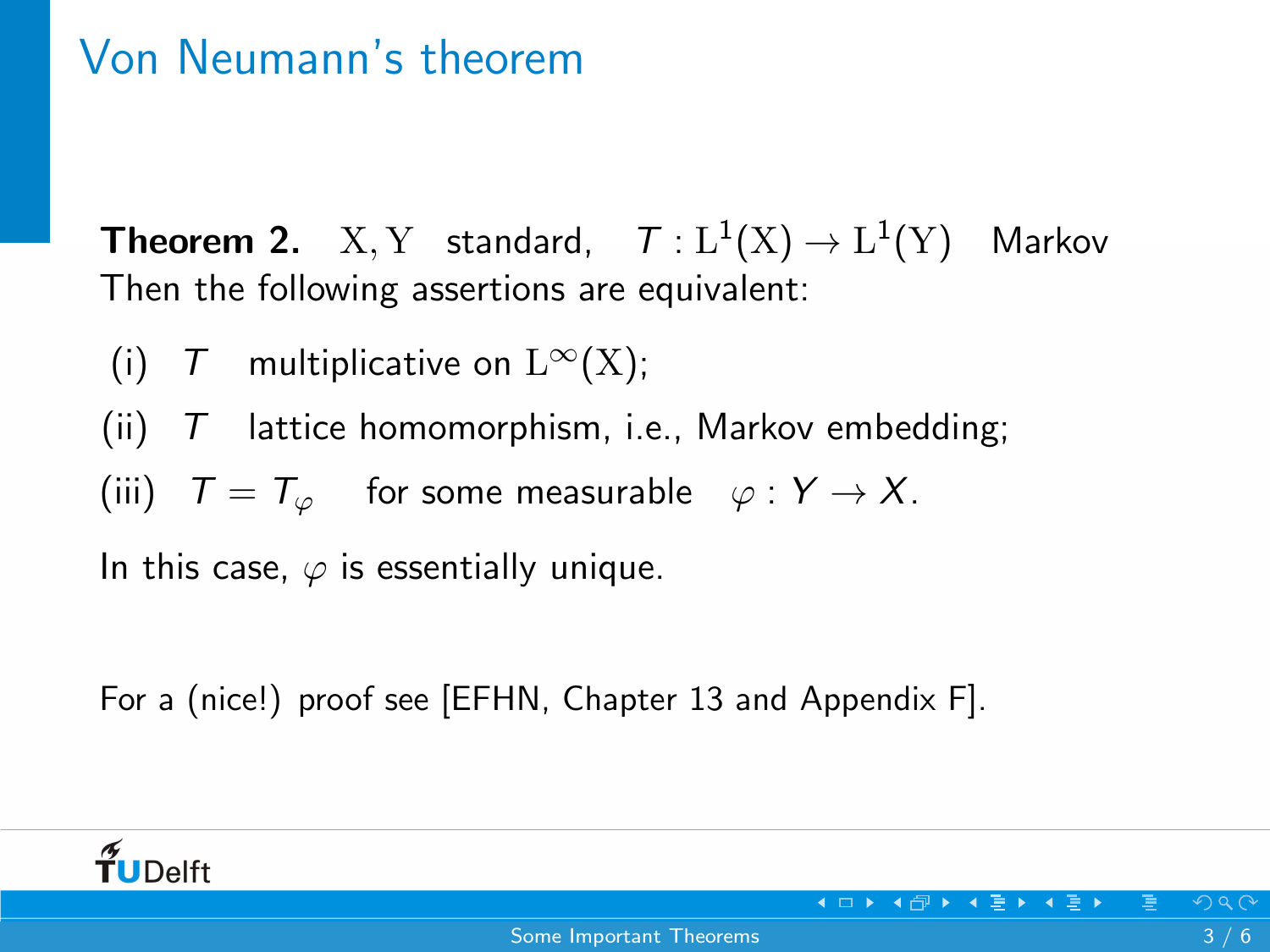# Von Neumann's theorem

**Theorem 2.** $\mathrm{X}, \mathrm{Y}$ standard, $T : \mathrm{L}^1(\mathrm{X}) \to \mathrm{L}^1(\mathrm{Y})$ Markov
Then the following assertions are equivalent:

(i) $T$ multiplicative on $\mathrm{L}^\infty(\mathrm{X})$;

(ii) $T$ lattice homomorphism, i.e., Markov embedding;

(iii) $T = T_\varphi$ for some measurable $\varphi : Y \to X$.

In this case, $\varphi$ is essentially unique.

For a (nice!) proof see [EFHN, Chapter 13 and Appendix F].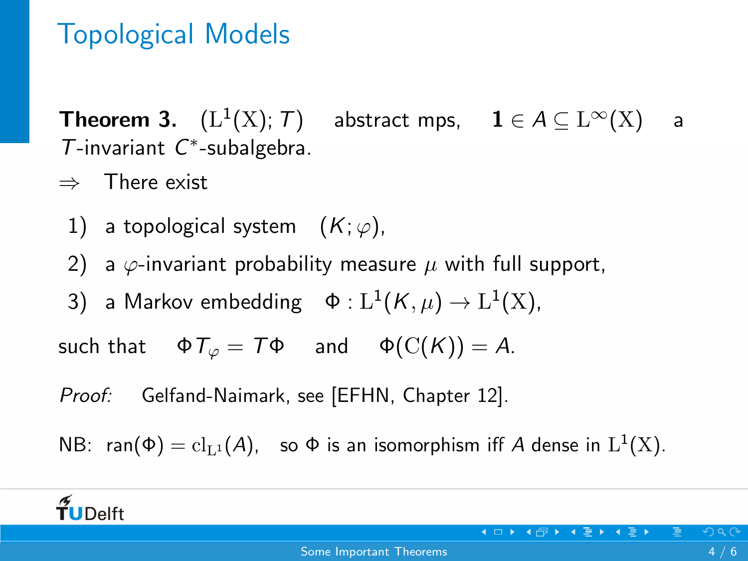# Topological Models

**Theorem 3.** $(\mathrm{L}^1(\mathrm{X}); T)$ abstract mps, $\mathbf{1} \in A \subseteq \mathrm{L}^\infty(\mathrm{X})$ a $T$-invariant $C^*$-subalgebra.

$\Rightarrow$ There exist

1) a topological system $(K; \varphi)$,
2) a $\varphi$-invariant probability measure $\mu$ with full support,
3) a Markov embedding $\Phi : \mathrm{L}^1(K, \mu) \to \mathrm{L}^1(\mathrm{X})$,

such that $\Phi T_\varphi = T\Phi$ and $\Phi(\mathrm{C}(K)) = A$.

*Proof:* Gelfand-Naimark, see [EFHN, Chapter 12].

NB: $\mathrm{ran}(\Phi) = \mathrm{cl}_{\mathrm{L}^1}(A)$, so $\Phi$ is an isomorphism iff $A$ dense in $\mathrm{L}^1(\mathrm{X})$.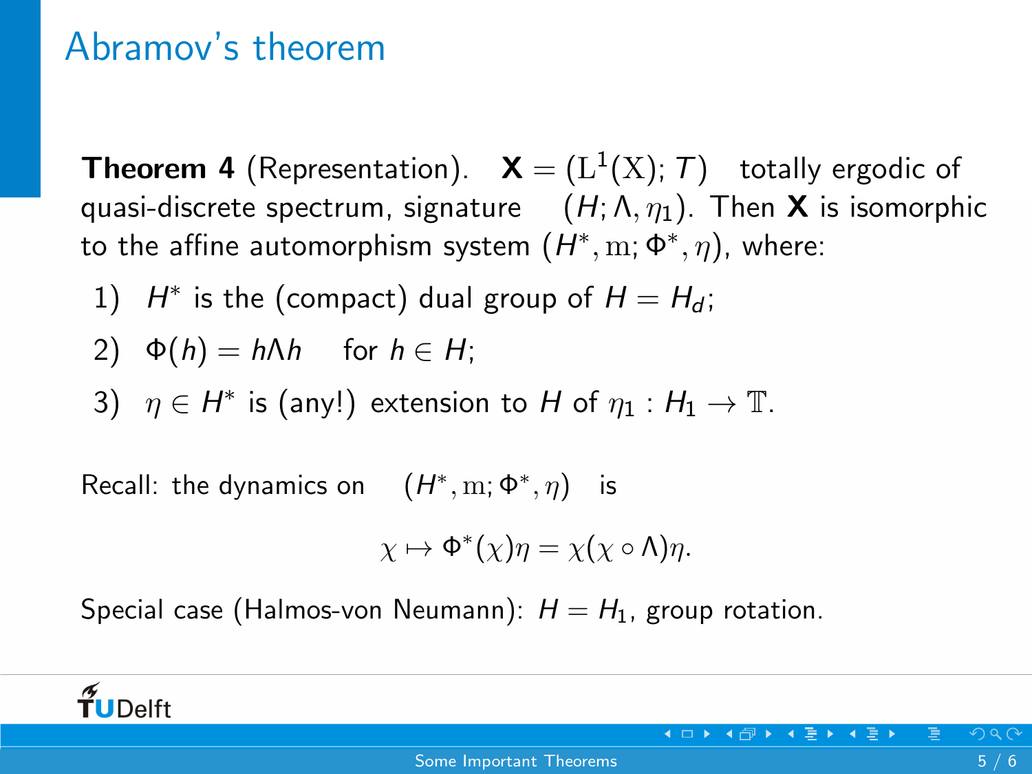# Abramov's theorem

**Theorem 4** (Representation). $\mathbf{X} = (\mathrm{L}^1(\mathrm{X}); T)$ totally ergodic of quasi-discrete spectrum, signature $(H; \Lambda, \eta_1)$. Then $\mathbf{X}$ is isomorphic to the affine automorphism system $(H^*, \mathrm{m}; \Phi^*, \eta)$, where:

1) $H^*$ is the (compact) dual group of $H = H_d$;
2) $\Phi(h) = h\Lambda h$ for $h \in H$;
3) $\eta \in H^*$ is (any!) extension to $H$ of $\eta_1 : H_1 \to \mathbb{T}$.

Recall: the dynamics on $(H^*, \mathrm{m}; \Phi^*, \eta)$ is

$$\chi \mapsto \Phi^*(\chi)\eta = \chi(\chi \circ \Lambda)\eta.$$

Special case (Halmos-von Neumann): $H = H_1$, group rotation.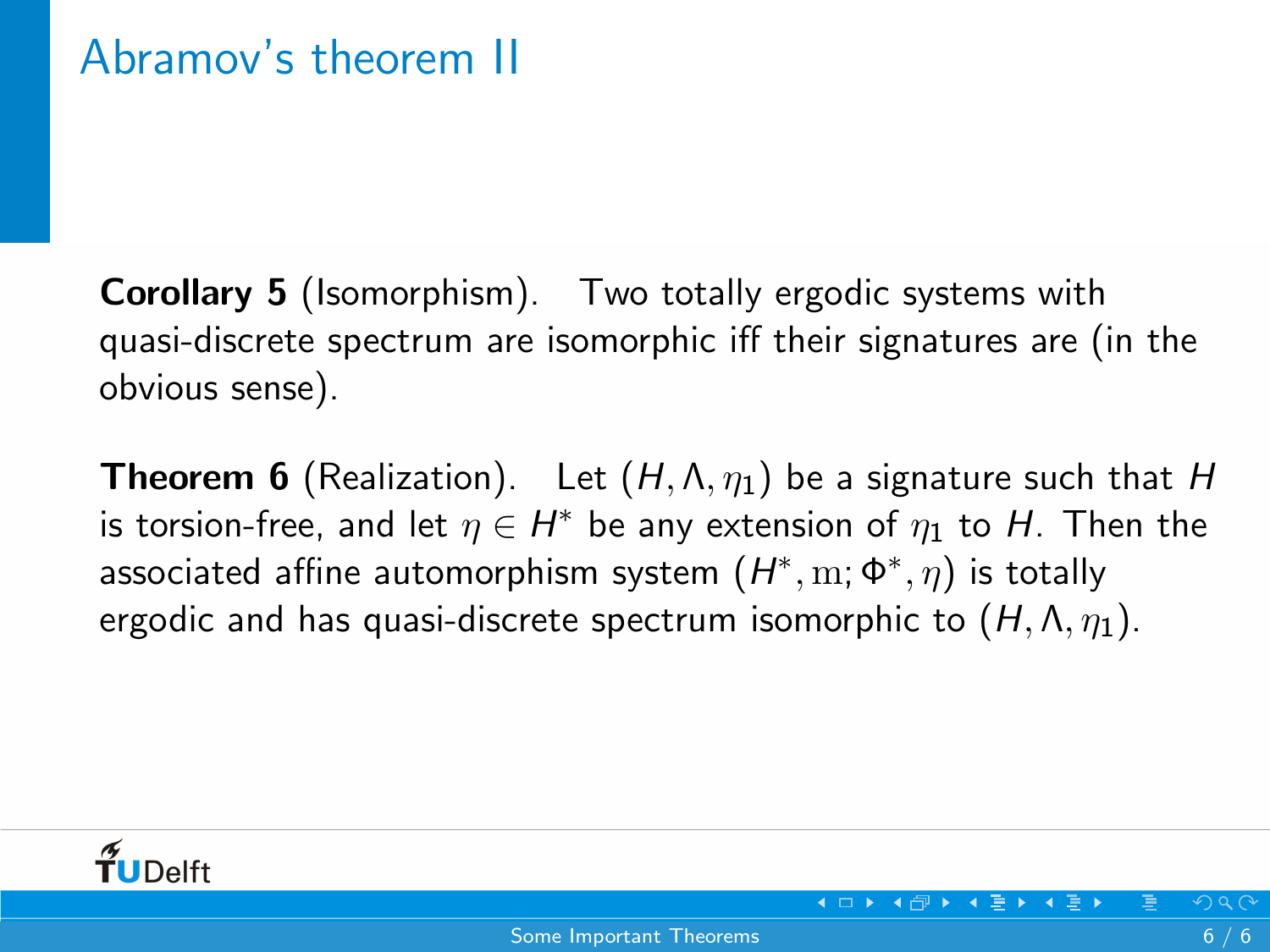# Abramov's theorem II

**Corollary 5** (Isomorphism). Two totally ergodic systems with quasi-discrete spectrum are isomorphic iff their signatures are (in the obvious sense).

**Theorem 6** (Realization). Let $(H, \Lambda, \eta_1)$ be a signature such that $H$ is torsion-free, and let $\eta \in H^*$ be any extension of $\eta_1$ to $H$. Then the associated affine automorphism system $(H^*, \mathrm{m}; \Phi^*, \eta)$ is totally ergodic and has quasi-discrete spectrum isomorphic to $(H, \Lambda, \eta_1)$.